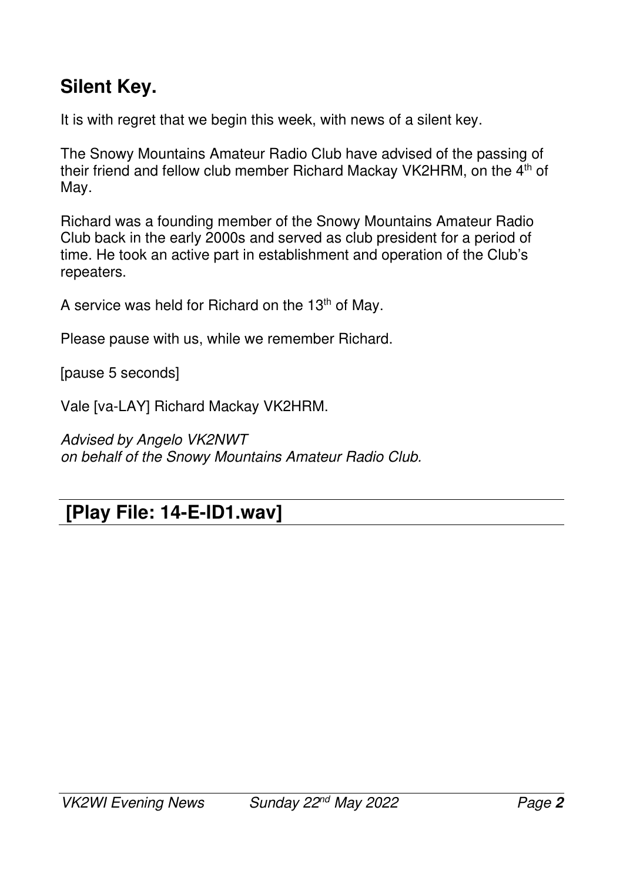## Silent Key.

It is with regret that we begin this week, with news of a silent key.

The Snowy Mountains Amateur Radio Club have advised of the passing of their friend and fellow club member Richard Mackay VK2HRM, on the 4th of May.

Richard was a founding member of the Snowy Mountains Amateur Radio Club back in the early 2000s and served as club president for a period of time. He took an active part in establishment and operation of the Club's repeaters.

A service was held for Richard on the 13th of May.

Please pause with us, while we remember Richard.

[pause 5 seconds]

Vale [va-LAY] Richard Mackay VK2HRM.

*Advised by Angelo VK2NWT*
*on behalf of the Snowy Mountains Amateur Radio Club.*

---

## [Play File: 14-E-ID1.wav]

---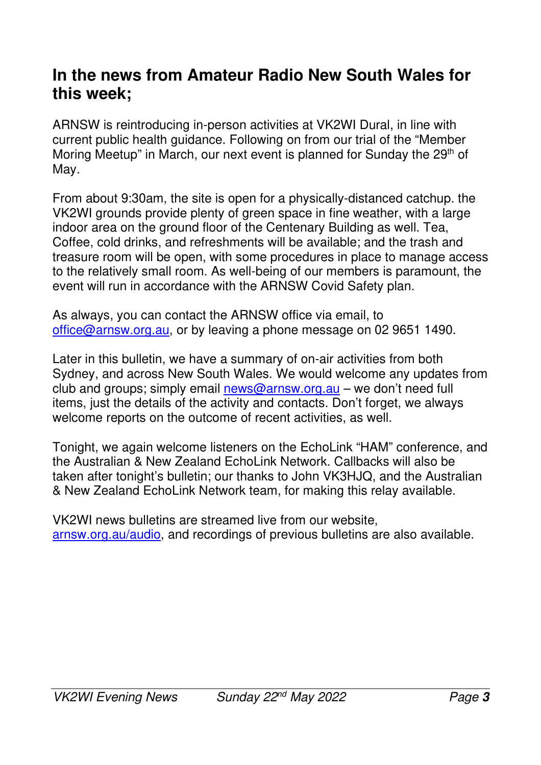## In the news from Amateur Radio New South Wales for this week;

ARNSW is reintroducing in-person activities at VK2WI Dural, in line with current public health guidance. Following on from our trial of the "Member Moring Meetup" in March, our next event is planned for Sunday the 29th of May.

From about 9:30am, the site is open for a physically-distanced catchup. the VK2WI grounds provide plenty of green space in fine weather, with a large indoor area on the ground floor of the Centenary Building as well. Tea, Coffee, cold drinks, and refreshments will be available; and the trash and treasure room will be open, with some procedures in place to manage access to the relatively small room. As well-being of our members is paramount, the event will run in accordance with the ARNSW Covid Safety plan.

As always, you can contact the ARNSW office via email, to office@arnsw.org.au, or by leaving a phone message on 02 9651 1490.

Later in this bulletin, we have a summary of on-air activities from both Sydney, and across New South Wales. We would welcome any updates from club and groups; simply email news@arnsw.org.au – we don't need full items, just the details of the activity and contacts. Don't forget, we always welcome reports on the outcome of recent activities, as well.

Tonight, we again welcome listeners on the EchoLink "HAM" conference, and the Australian & New Zealand EchoLink Network. Callbacks will also be taken after tonight's bulletin; our thanks to John VK3HJQ, and the Australian & New Zealand EchoLink Network team, for making this relay available.

VK2WI news bulletins are streamed live from our website, arnsw.org.au/audio, and recordings of previous bulletins are also available.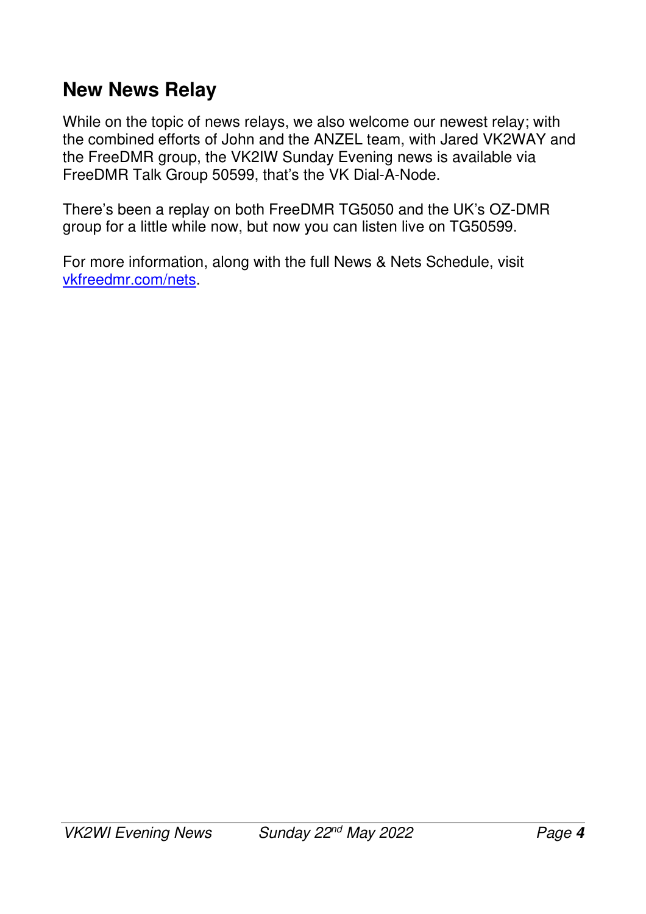## New News Relay

While on the topic of news relays, we also welcome our newest relay; with the combined efforts of John and the ANZEL team, with Jared VK2WAY and the FreeDMR group, the VK2IW Sunday Evening news is available via FreeDMR Talk Group 50599, that's the VK Dial-A-Node.

There's been a replay on both FreeDMR TG5050 and the UK's OZ-DMR group for a little while now, but now you can listen live on TG50599.

For more information, along with the full News & Nets Schedule, visit [vkfreedmr.com/nets](vkfreedmr.com/nets).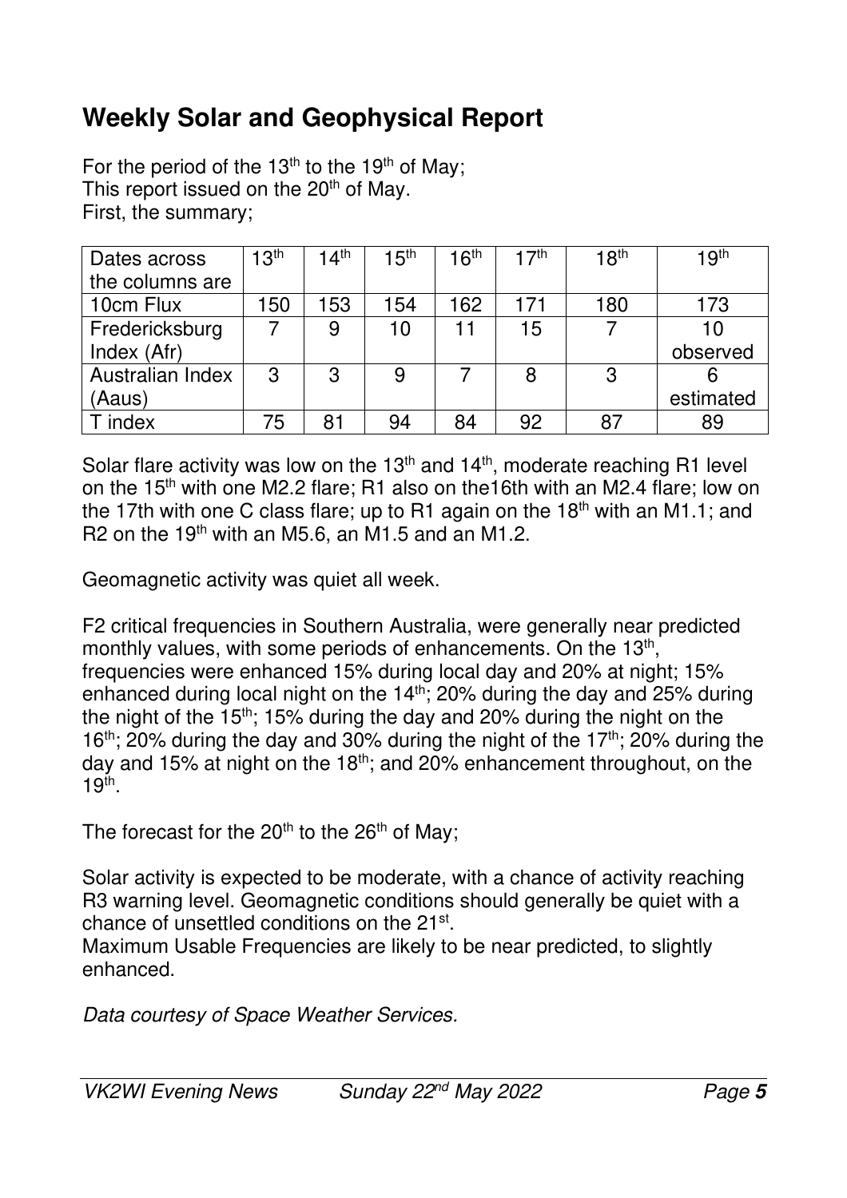# Weekly Solar and Geophysical Report

For the period of the 13th to the 19th of May;
This report issued on the 20th of May.
First, the summary;

| Dates across the columns are | 13th | 14th | 15th | 16th | 17th | 18th | 19th |
|---|---|---|---|---|---|---|---|
| 10cm Flux | 150 | 153 | 154 | 162 | 171 | 180 | 173 |
| Fredericksburg Index (Afr) | 7 | 9 | 10 | 11 | 15 | 7 | 10 observed |
| Australian Index (Aaus) | 3 | 3 | 9 | 7 | 8 | 3 | 6 estimated |
| T index | 75 | 81 | 94 | 84 | 92 | 87 | 89 |

Solar flare activity was low on the 13th and 14th, moderate reaching R1 level on the 15th with one M2.2 flare; R1 also on the16th with an M2.4 flare; low on the 17th with one C class flare; up to R1 again on the 18th with an M1.1; and R2 on the 19th with an M5.6, an M1.5 and an M1.2.

Geomagnetic activity was quiet all week.

F2 critical frequencies in Southern Australia, were generally near predicted monthly values, with some periods of enhancements. On the 13th, frequencies were enhanced 15% during local day and 20% at night; 15% enhanced during local night on the 14th; 20% during the day and 25% during the night of the 15th; 15% during the day and 20% during the night on the 16th; 20% during the day and 30% during the night of the 17th; 20% during the day and 15% at night on the 18th; and 20% enhancement throughout, on the 19th.

The forecast for the 20th to the 26th of May;

Solar activity is expected to be moderate, with a chance of activity reaching R3 warning level. Geomagnetic conditions should generally be quiet with a chance of unsettled conditions on the 21st.
Maximum Usable Frequencies are likely to be near predicted, to slightly enhanced.

*Data courtesy of Space Weather Services.*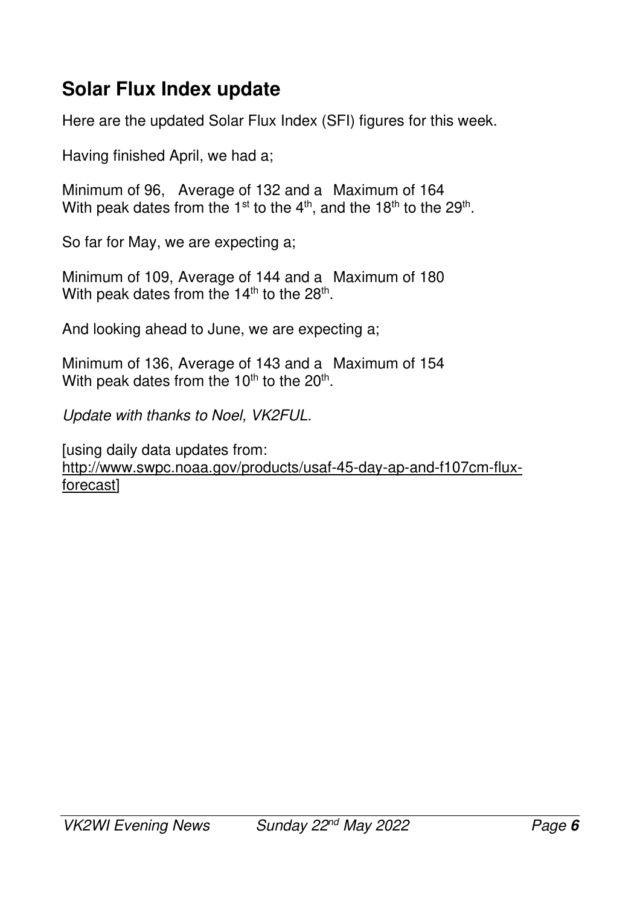## Solar Flux Index update

Here are the updated Solar Flux Index (SFI) figures for this week.

Having finished April, we had a;

Minimum of 96, Average of 132 and a Maximum of 164
With peak dates from the 1st to the 4th, and the 18th to the 29th.

So far for May, we are expecting a;

Minimum of 109, Average of 144 and a Maximum of 180
With peak dates from the 14th to the 28th.

And looking ahead to June, we are expecting a;

Minimum of 136, Average of 143 and a Maximum of 154
With peak dates from the 10th to the 20th.

*Update with thanks to Noel, VK2FUL.*

[using daily data updates from:
http://www.swpc.noaa.gov/products/usaf-45-day-ap-and-f107cm-flux-forecast]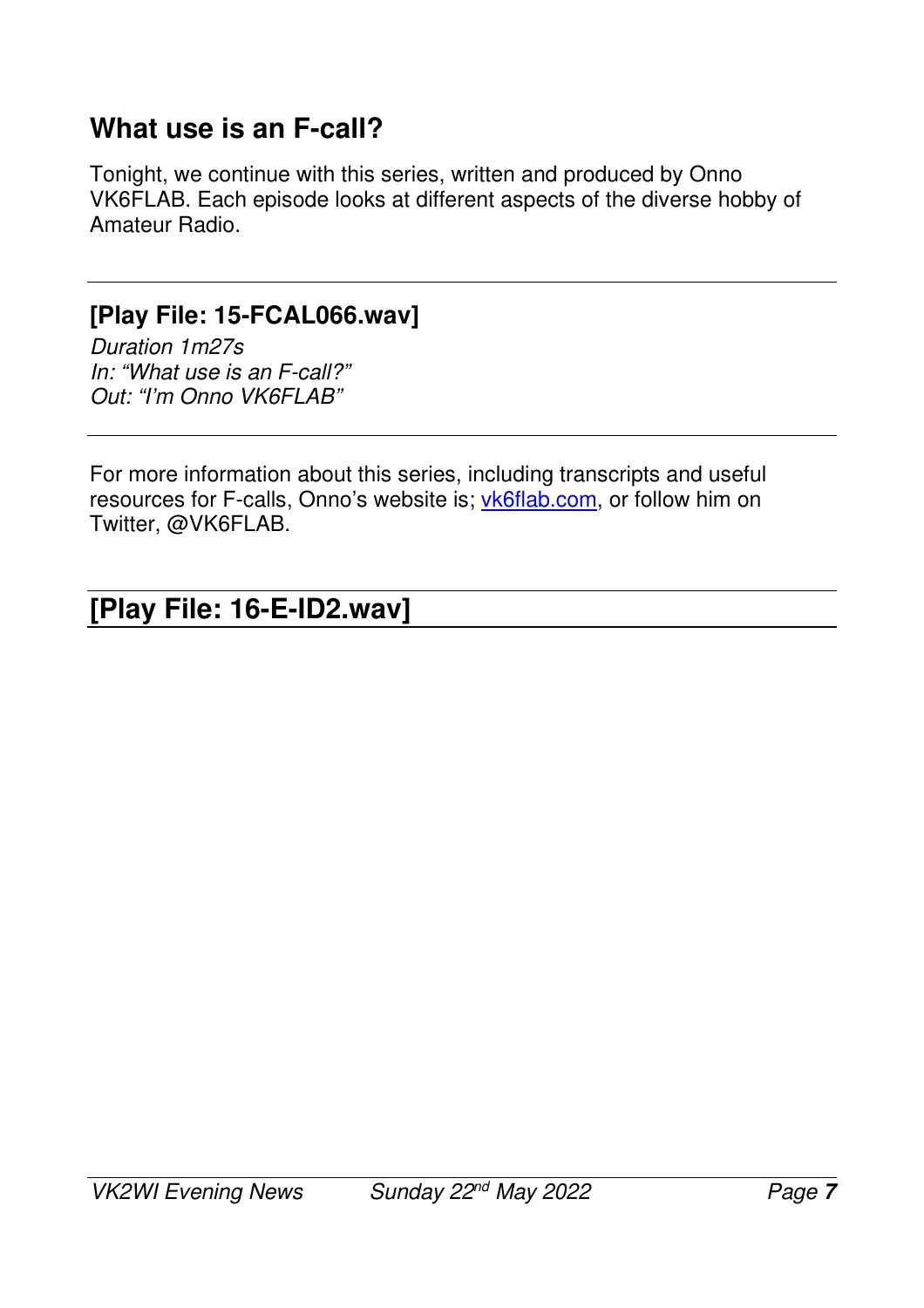## What use is an F-call?

Tonight, we continue with this series, written and produced by Onno VK6FLAB. Each episode looks at different aspects of the diverse hobby of Amateur Radio.

---

### [Play File: 15-FCAL066.wav]

*Duration 1m27s*
*In: "What use is an F-call?"*
*Out: "I'm Onno VK6FLAB"*

---

For more information about this series, including transcripts and useful resources for F-calls, Onno's website is; vk6flab.com, or follow him on Twitter, @VK6FLAB.

---

## [Play File: 16-E-ID2.wav]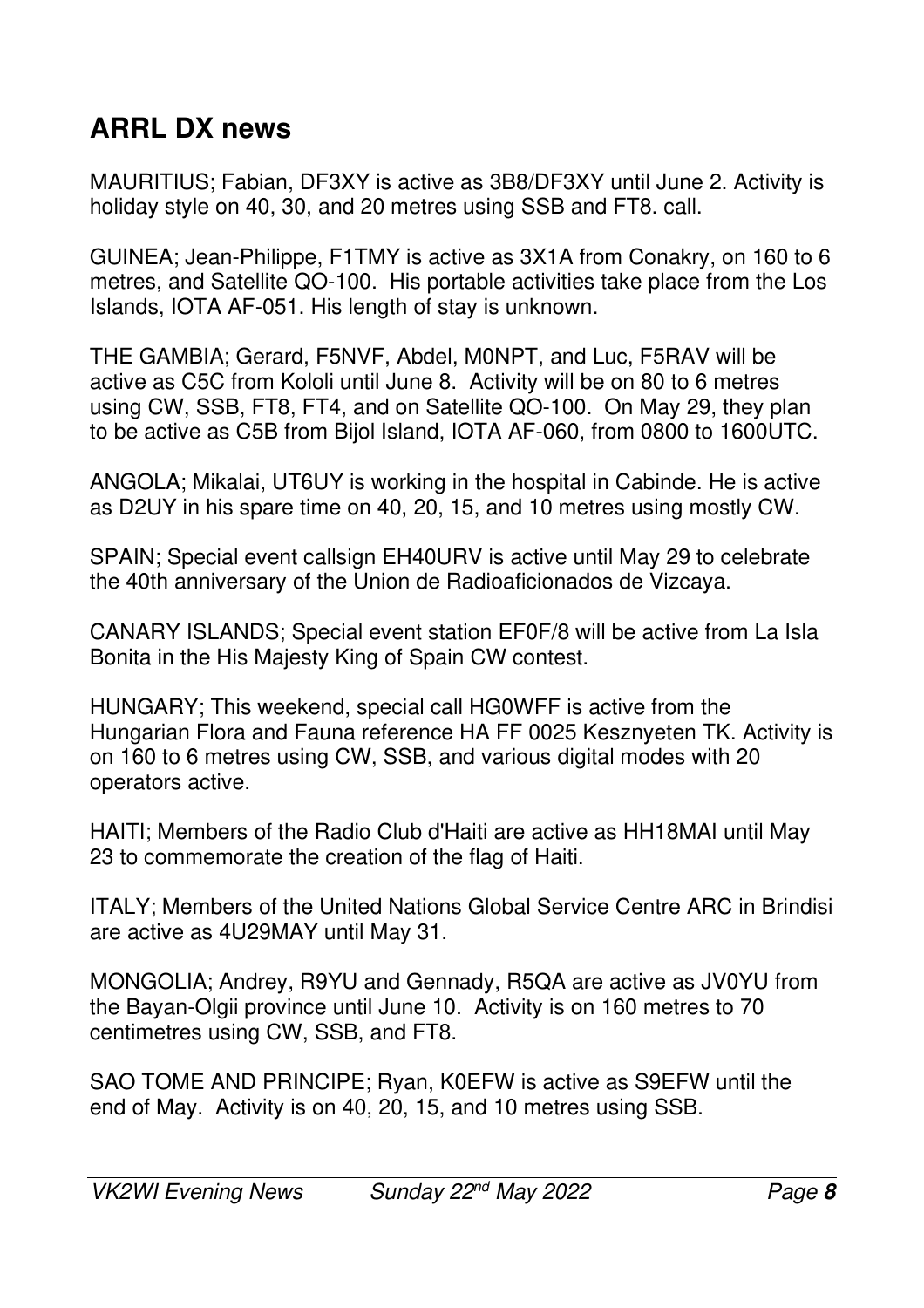## ARRL DX news

MAURITIUS; Fabian, DF3XY is active as 3B8/DF3XY until June 2. Activity is holiday style on 40, 30, and 20 metres using SSB and FT8. call.

GUINEA; Jean-Philippe, F1TMY is active as 3X1A from Conakry, on 160 to 6 metres, and Satellite QO-100. His portable activities take place from the Los Islands, IOTA AF-051. His length of stay is unknown.

THE GAMBIA; Gerard, F5NVF, Abdel, M0NPT, and Luc, F5RAV will be active as C5C from Kololi until June 8. Activity will be on 80 to 6 metres using CW, SSB, FT8, FT4, and on Satellite QO-100. On May 29, they plan to be active as C5B from Bijol Island, IOTA AF-060, from 0800 to 1600UTC.

ANGOLA; Mikalai, UT6UY is working in the hospital in Cabinde. He is active as D2UY in his spare time on 40, 20, 15, and 10 metres using mostly CW.

SPAIN; Special event callsign EH40URV is active until May 29 to celebrate the 40th anniversary of the Union de Radioaficionados de Vizcaya.

CANARY ISLANDS; Special event station EF0F/8 will be active from La Isla Bonita in the His Majesty King of Spain CW contest.

HUNGARY; This weekend, special call HG0WFF is active from the Hungarian Flora and Fauna reference HA FF 0025 Kesznyeten TK. Activity is on 160 to 6 metres using CW, SSB, and various digital modes with 20 operators active.

HAITI; Members of the Radio Club d'Haiti are active as HH18MAI until May 23 to commemorate the creation of the flag of Haiti.

ITALY; Members of the United Nations Global Service Centre ARC in Brindisi are active as 4U29MAY until May 31.

MONGOLIA; Andrey, R9YU and Gennady, R5QA are active as JV0YU from the Bayan-Olgii province until June 10. Activity is on 160 metres to 70 centimetres using CW, SSB, and FT8.

SAO TOME AND PRINCIPE; Ryan, K0EFW is active as S9EFW until the end of May. Activity is on 40, 20, 15, and 10 metres using SSB.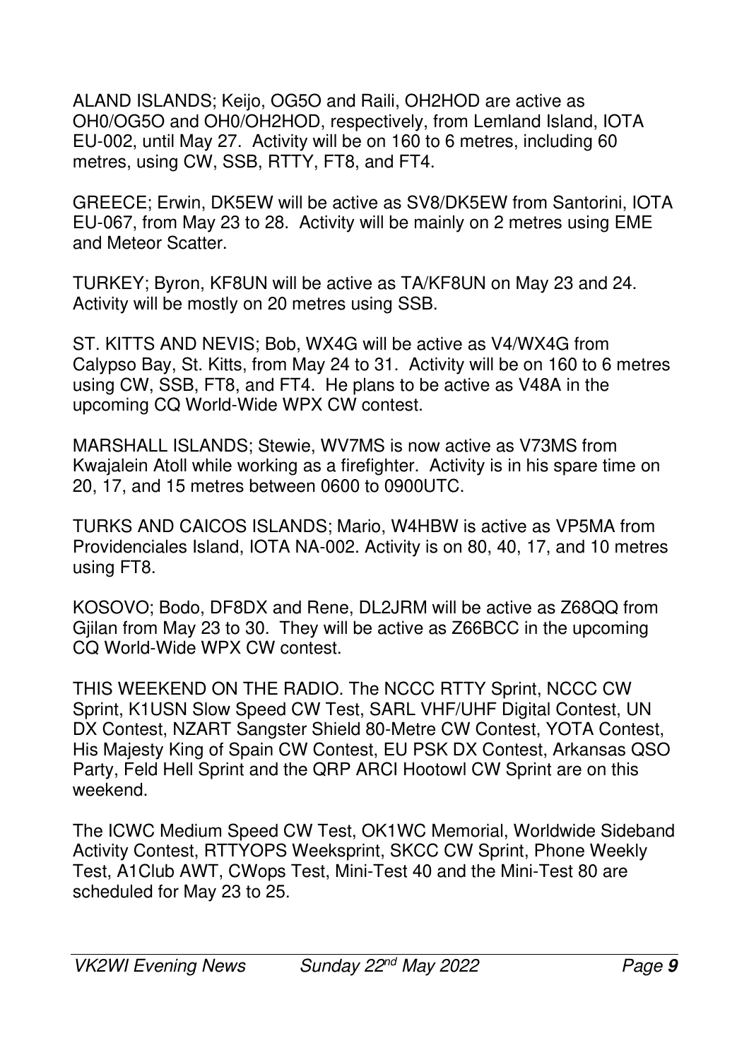ALAND ISLANDS; Keijo, OG5O and Raili, OH2HOD are active as OH0/OG5O and OH0/OH2HOD, respectively, from Lemland Island, IOTA EU-002, until May 27. Activity will be on 160 to 6 metres, including 60 metres, using CW, SSB, RTTY, FT8, and FT4.

GREECE; Erwin, DK5EW will be active as SV8/DK5EW from Santorini, IOTA EU-067, from May 23 to 28. Activity will be mainly on 2 metres using EME and Meteor Scatter.

TURKEY; Byron, KF8UN will be active as TA/KF8UN on May 23 and 24. Activity will be mostly on 20 metres using SSB.

ST. KITTS AND NEVIS; Bob, WX4G will be active as V4/WX4G from Calypso Bay, St. Kitts, from May 24 to 31. Activity will be on 160 to 6 metres using CW, SSB, FT8, and FT4. He plans to be active as V48A in the upcoming CQ World-Wide WPX CW contest.

MARSHALL ISLANDS; Stewie, WV7MS is now active as V73MS from Kwajalein Atoll while working as a firefighter. Activity is in his spare time on 20, 17, and 15 metres between 0600 to 0900UTC.

TURKS AND CAICOS ISLANDS; Mario, W4HBW is active as VP5MA from Providenciales Island, IOTA NA-002. Activity is on 80, 40, 17, and 10 metres using FT8.

KOSOVO; Bodo, DF8DX and Rene, DL2JRM will be active as Z68QQ from Gjilan from May 23 to 30. They will be active as Z66BCC in the upcoming CQ World-Wide WPX CW contest.

THIS WEEKEND ON THE RADIO. The NCCC RTTY Sprint, NCCC CW Sprint, K1USN Slow Speed CW Test, SARL VHF/UHF Digital Contest, UN DX Contest, NZART Sangster Shield 80-Metre CW Contest, YOTA Contest, His Majesty King of Spain CW Contest, EU PSK DX Contest, Arkansas QSO Party, Feld Hell Sprint and the QRP ARCI Hootowl CW Sprint are on this weekend.

The ICWC Medium Speed CW Test, OK1WC Memorial, Worldwide Sideband Activity Contest, RTTYOPS Weeksprint, SKCC CW Sprint, Phone Weekly Test, A1Club AWT, CWops Test, Mini-Test 40 and the Mini-Test 80 are scheduled for May 23 to 25.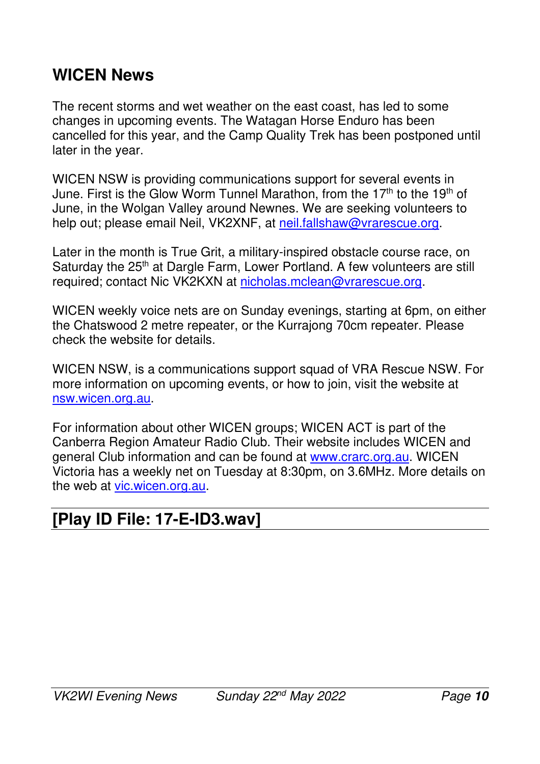## WICEN News

The recent storms and wet weather on the east coast, has led to some changes in upcoming events. The Watagan Horse Enduro has been cancelled for this year, and the Camp Quality Trek has been postponed until later in the year.

WICEN NSW is providing communications support for several events in June. First is the Glow Worm Tunnel Marathon, from the 17th to the 19th of June, in the Wolgan Valley around Newnes. We are seeking volunteers to help out; please email Neil, VK2XNF, at neil.fallshaw@vrarescue.org.

Later in the month is True Grit, a military-inspired obstacle course race, on Saturday the 25th at Dargle Farm, Lower Portland. A few volunteers are still required; contact Nic VK2KXN at nicholas.mclean@vrarescue.org.

WICEN weekly voice nets are on Sunday evenings, starting at 6pm, on either the Chatswood 2 metre repeater, or the Kurrajong 70cm repeater. Please check the website for details.

WICEN NSW, is a communications support squad of VRA Rescue NSW. For more information on upcoming events, or how to join, visit the website at nsw.wicen.org.au.

For information about other WICEN groups; WICEN ACT is part of the Canberra Region Amateur Radio Club. Their website includes WICEN and general Club information and can be found at www.crarc.org.au. WICEN Victoria has a weekly net on Tuesday at 8:30pm, on 3.6MHz. More details on the web at vic.wicen.org.au.

## [Play ID File: 17-E-ID3.wav]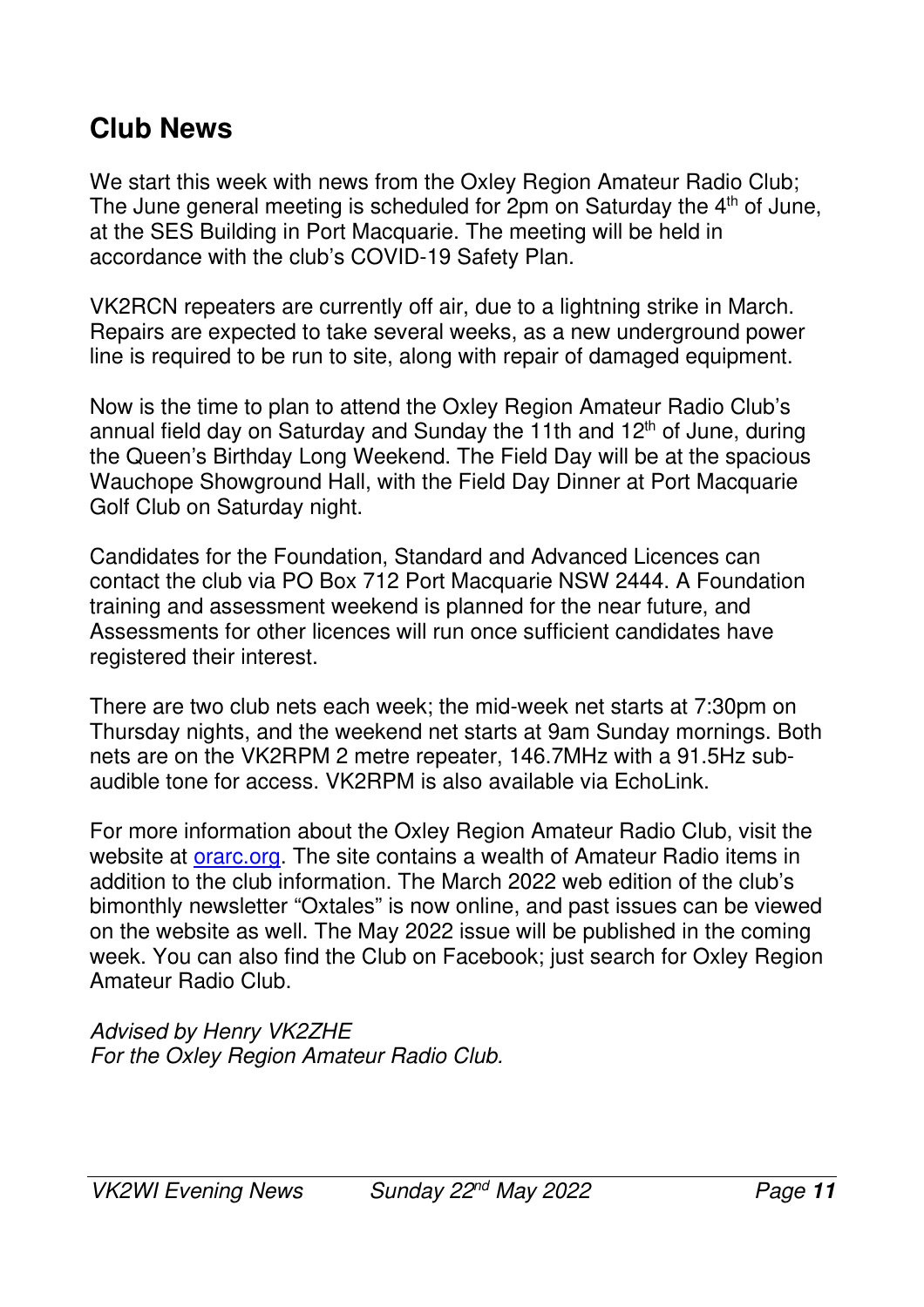## Club News

We start this week with news from the Oxley Region Amateur Radio Club; The June general meeting is scheduled for 2pm on Saturday the 4th of June, at the SES Building in Port Macquarie. The meeting will be held in accordance with the club's COVID-19 Safety Plan.

VK2RCN repeaters are currently off air, due to a lightning strike in March. Repairs are expected to take several weeks, as a new underground power line is required to be run to site, along with repair of damaged equipment.

Now is the time to plan to attend the Oxley Region Amateur Radio Club's annual field day on Saturday and Sunday the 11th and 12th of June, during the Queen's Birthday Long Weekend. The Field Day will be at the spacious Wauchope Showground Hall, with the Field Day Dinner at Port Macquarie Golf Club on Saturday night.

Candidates for the Foundation, Standard and Advanced Licences can contact the club via PO Box 712 Port Macquarie NSW 2444. A Foundation training and assessment weekend is planned for the near future, and Assessments for other licences will run once sufficient candidates have registered their interest.

There are two club nets each week; the mid-week net starts at 7:30pm on Thursday nights, and the weekend net starts at 9am Sunday mornings. Both nets are on the VK2RPM 2 metre repeater, 146.7MHz with a 91.5Hz sub-audible tone for access. VK2RPM is also available via EchoLink.

For more information about the Oxley Region Amateur Radio Club, visit the website at orarc.org. The site contains a wealth of Amateur Radio items in addition to the club information. The March 2022 web edition of the club's bimonthly newsletter "Oxtales" is now online, and past issues can be viewed on the website as well. The May 2022 issue will be published in the coming week. You can also find the Club on Facebook; just search for Oxley Region Amateur Radio Club.

*Advised by Henry VK2ZHE*
*For the Oxley Region Amateur Radio Club.*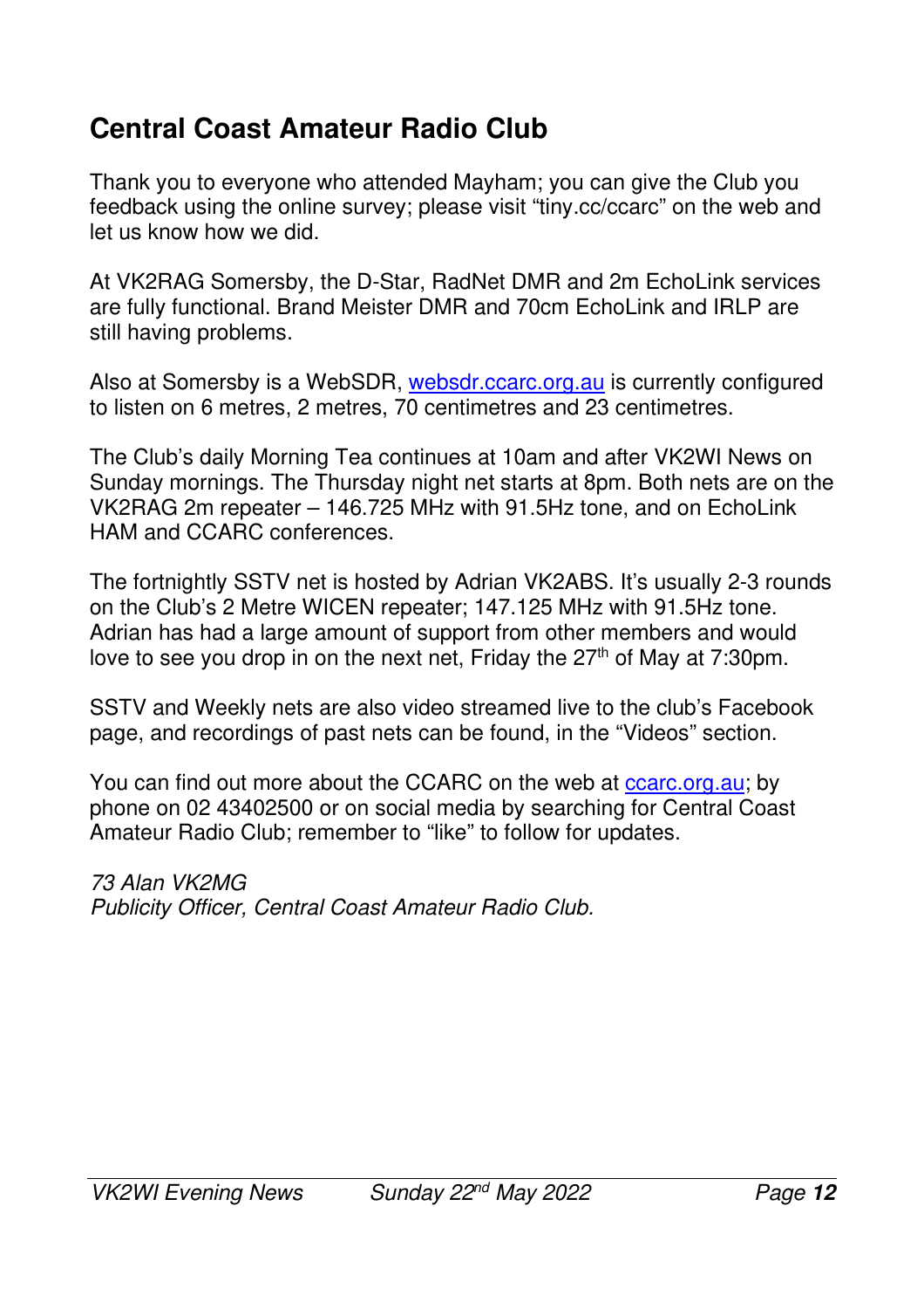## Central Coast Amateur Radio Club

Thank you to everyone who attended Mayham; you can give the Club you feedback using the online survey; please visit "tiny.cc/ccarc" on the web and let us know how we did.

At VK2RAG Somersby, the D-Star, RadNet DMR and 2m EchoLink services are fully functional. Brand Meister DMR and 70cm EchoLink and IRLP are still having problems.

Also at Somersby is a WebSDR, websdr.ccarc.org.au is currently configured to listen on 6 metres, 2 metres, 70 centimetres and 23 centimetres.

The Club's daily Morning Tea continues at 10am and after VK2WI News on Sunday mornings. The Thursday night net starts at 8pm. Both nets are on the VK2RAG 2m repeater – 146.725 MHz with 91.5Hz tone, and on EchoLink HAM and CCARC conferences.

The fortnightly SSTV net is hosted by Adrian VK2ABS. It's usually 2-3 rounds on the Club's 2 Metre WICEN repeater; 147.125 MHz with 91.5Hz tone. Adrian has had a large amount of support from other members and would love to see you drop in on the next net, Friday the 27th of May at 7:30pm.

SSTV and Weekly nets are also video streamed live to the club's Facebook page, and recordings of past nets can be found, in the "Videos" section.

You can find out more about the CCARC on the web at ccarc.org.au; by phone on 02 43402500 or on social media by searching for Central Coast Amateur Radio Club; remember to "like" to follow for updates.

*73 Alan VK2MG*
*Publicity Officer, Central Coast Amateur Radio Club.*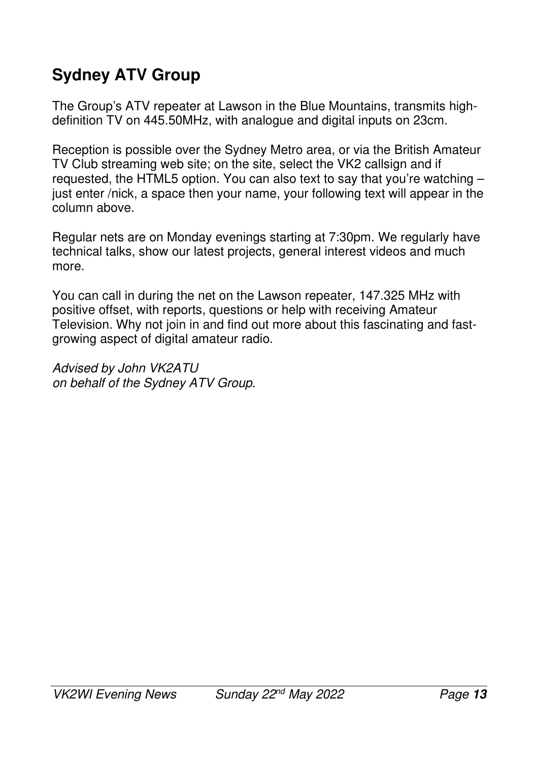## Sydney ATV Group

The Group's ATV repeater at Lawson in the Blue Mountains, transmits high-definition TV on 445.50MHz, with analogue and digital inputs on 23cm.

Reception is possible over the Sydney Metro area, or via the British Amateur TV Club streaming web site; on the site, select the VK2 callsign and if requested, the HTML5 option. You can also text to say that you're watching – just enter /nick, a space then your name, your following text will appear in the column above.

Regular nets are on Monday evenings starting at 7:30pm. We regularly have technical talks, show our latest projects, general interest videos and much more.

You can call in during the net on the Lawson repeater, 147.325 MHz with positive offset, with reports, questions or help with receiving Amateur Television. Why not join in and find out more about this fascinating and fast-growing aspect of digital amateur radio.

*Advised by John VK2ATU*
*on behalf of the Sydney ATV Group.*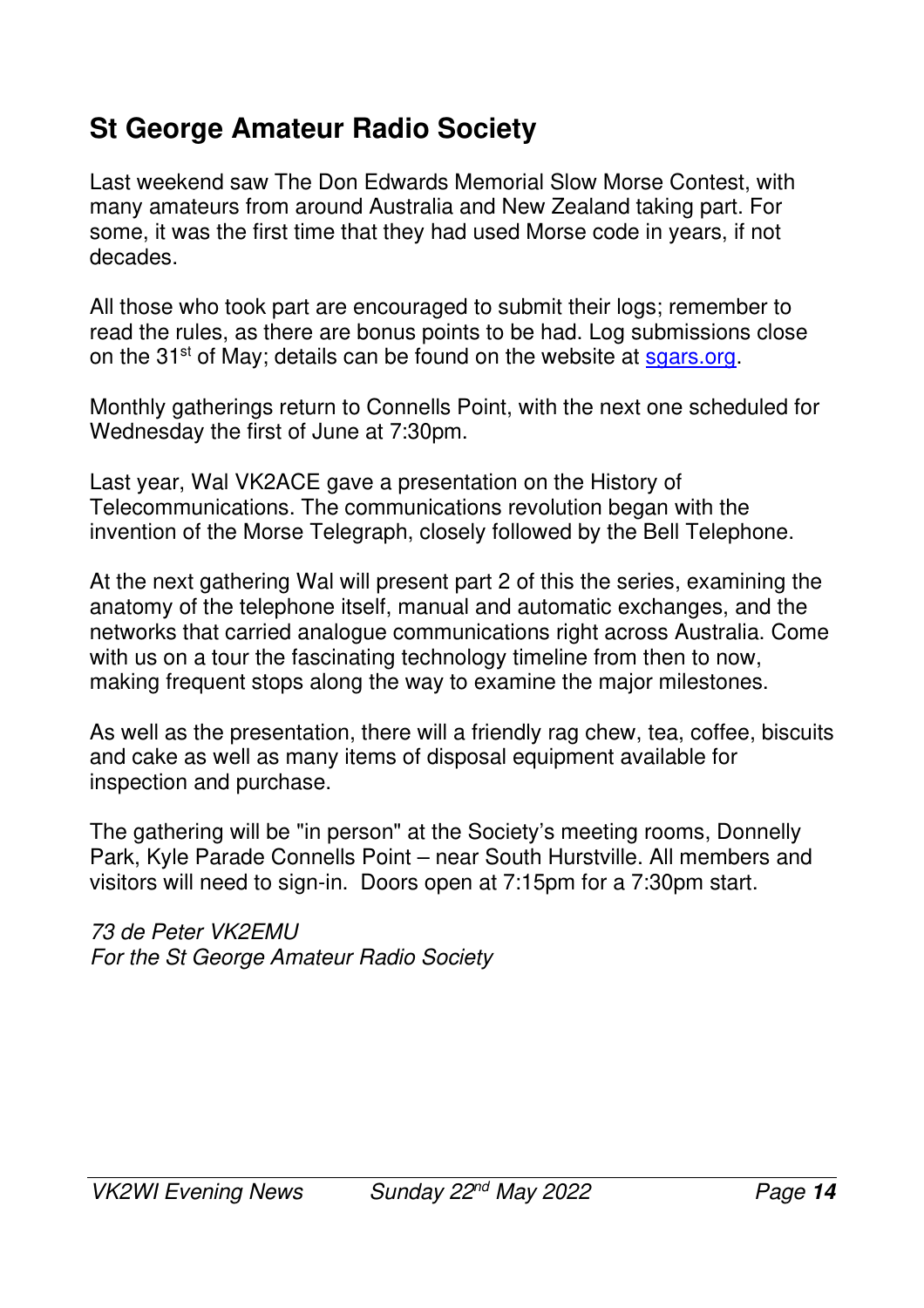## St George Amateur Radio Society

Last weekend saw The Don Edwards Memorial Slow Morse Contest, with many amateurs from around Australia and New Zealand taking part. For some, it was the first time that they had used Morse code in years, if not decades.

All those who took part are encouraged to submit their logs; remember to read the rules, as there are bonus points to be had. Log submissions close on the 31st of May; details can be found on the website at [sgars.org](sgars.org).

Monthly gatherings return to Connells Point, with the next one scheduled for Wednesday the first of June at 7:30pm.

Last year, Wal VK2ACE gave a presentation on the History of Telecommunications. The communications revolution began with the invention of the Morse Telegraph, closely followed by the Bell Telephone.

At the next gathering Wal will present part 2 of this the series, examining the anatomy of the telephone itself, manual and automatic exchanges, and the networks that carried analogue communications right across Australia. Come with us on a tour the fascinating technology timeline from then to now, making frequent stops along the way to examine the major milestones.

As well as the presentation, there will a friendly rag chew, tea, coffee, biscuits and cake as well as many items of disposal equipment available for inspection and purchase.

The gathering will be "in person" at the Society's meeting rooms, Donnelly Park, Kyle Parade Connells Point – near South Hurstville. All members and visitors will need to sign-in. Doors open at 7:15pm for a 7:30pm start.

*73 de Peter VK2EMU*
*For the St George Amateur Radio Society*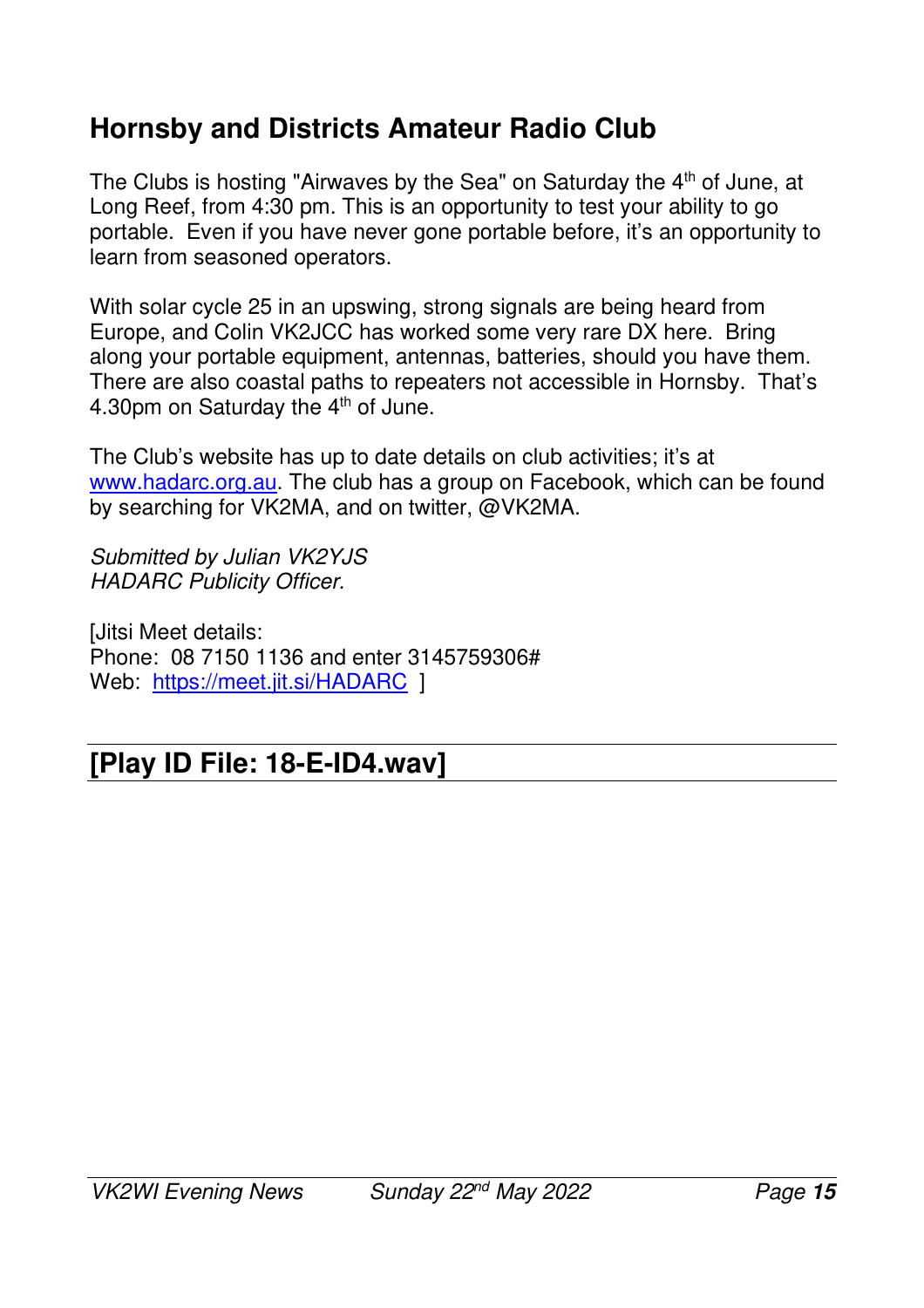## Hornsby and Districts Amateur Radio Club

The Clubs is hosting "Airwaves by the Sea" on Saturday the 4th of June, at Long Reef, from 4:30 pm. This is an opportunity to test your ability to go portable. Even if you have never gone portable before, it's an opportunity to learn from seasoned operators.

With solar cycle 25 in an upswing, strong signals are being heard from Europe, and Colin VK2JCC has worked some very rare DX here. Bring along your portable equipment, antennas, batteries, should you have them. There are also coastal paths to repeaters not accessible in Hornsby. That's 4.30pm on Saturday the 4th of June.

The Club's website has up to date details on club activities; it's at www.hadarc.org.au. The club has a group on Facebook, which can be found by searching for VK2MA, and on twitter, @VK2MA.

*Submitted by Julian VK2YJS*
*HADARC Publicity Officer.*

[Jitsi Meet details:
Phone: 08 7150 1136 and enter 3145759306#
Web: https://meet.jit.si/HADARC ]

## [Play ID File: 18-E-ID4.wav]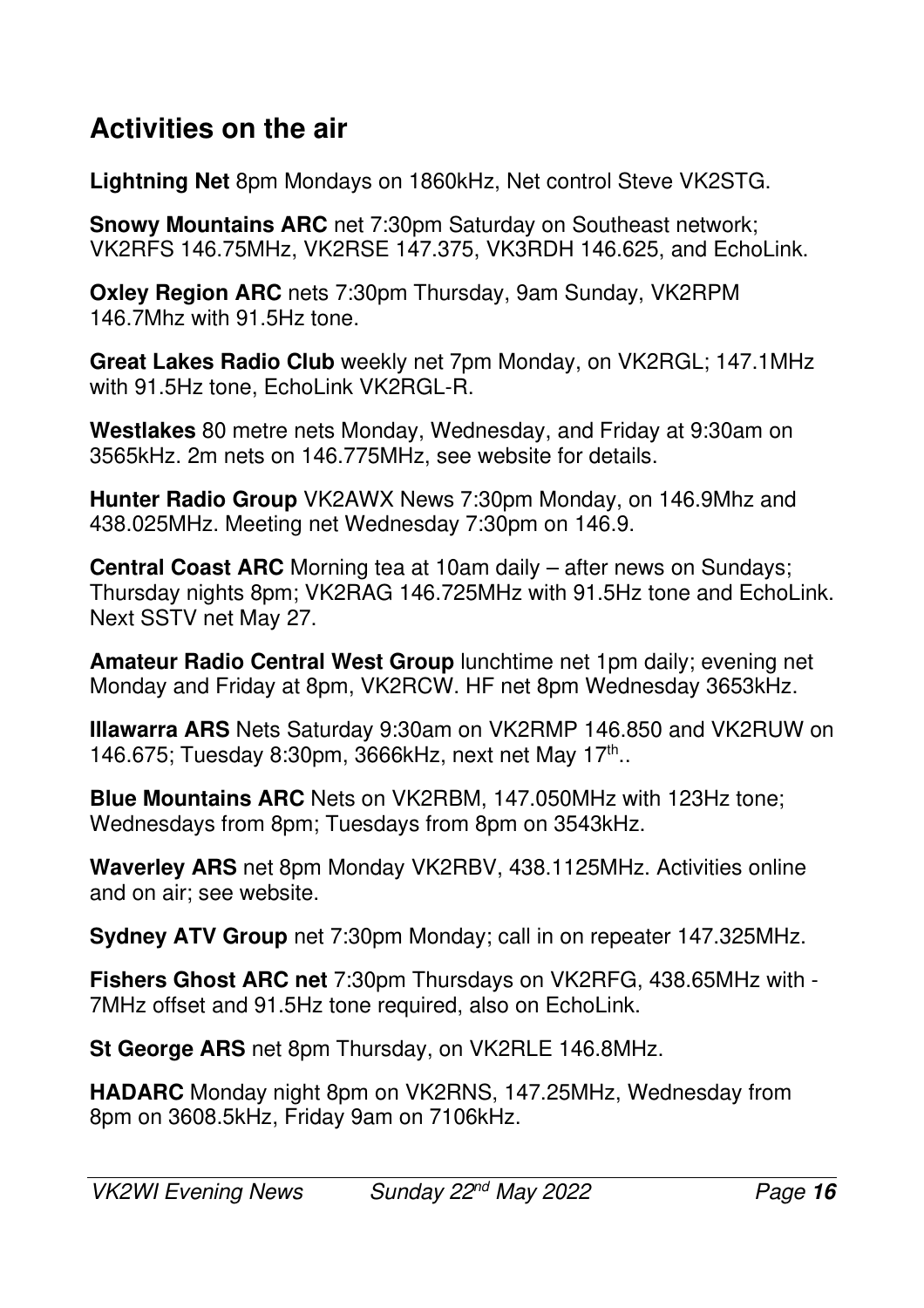## Activities on the air

**Lightning Net** 8pm Mondays on 1860kHz, Net control Steve VK2STG.

**Snowy Mountains ARC** net 7:30pm Saturday on Southeast network; VK2RFS 146.75MHz, VK2RSE 147.375, VK3RDH 146.625, and EchoLink.

**Oxley Region ARC** nets 7:30pm Thursday, 9am Sunday, VK2RPM 146.7Mhz with 91.5Hz tone.

**Great Lakes Radio Club** weekly net 7pm Monday, on VK2RGL; 147.1MHz with 91.5Hz tone, EchoLink VK2RGL-R.

**Westlakes** 80 metre nets Monday, Wednesday, and Friday at 9:30am on 3565kHz. 2m nets on 146.775MHz, see website for details.

**Hunter Radio Group** VK2AWX News 7:30pm Monday, on 146.9Mhz and 438.025MHz. Meeting net Wednesday 7:30pm on 146.9.

**Central Coast ARC** Morning tea at 10am daily – after news on Sundays; Thursday nights 8pm; VK2RAG 146.725MHz with 91.5Hz tone and EchoLink. Next SSTV net May 27.

**Amateur Radio Central West Group** lunchtime net 1pm daily; evening net Monday and Friday at 8pm, VK2RCW. HF net 8pm Wednesday 3653kHz.

**Illawarra ARS** Nets Saturday 9:30am on VK2RMP 146.850 and VK2RUW on 146.675; Tuesday 8:30pm, 3666kHz, next net May 17th..

**Blue Mountains ARC** Nets on VK2RBM, 147.050MHz with 123Hz tone; Wednesdays from 8pm; Tuesdays from 8pm on 3543kHz.

**Waverley ARS** net 8pm Monday VK2RBV, 438.1125MHz. Activities online and on air; see website.

**Sydney ATV Group** net 7:30pm Monday; call in on repeater 147.325MHz.

**Fishers Ghost ARC net** 7:30pm Thursdays on VK2RFG, 438.65MHz with -7MHz offset and 91.5Hz tone required, also on EchoLink.

**St George ARS** net 8pm Thursday, on VK2RLE 146.8MHz.

**HADARC** Monday night 8pm on VK2RNS, 147.25MHz, Wednesday from 8pm on 3608.5kHz, Friday 9am on 7106kHz.